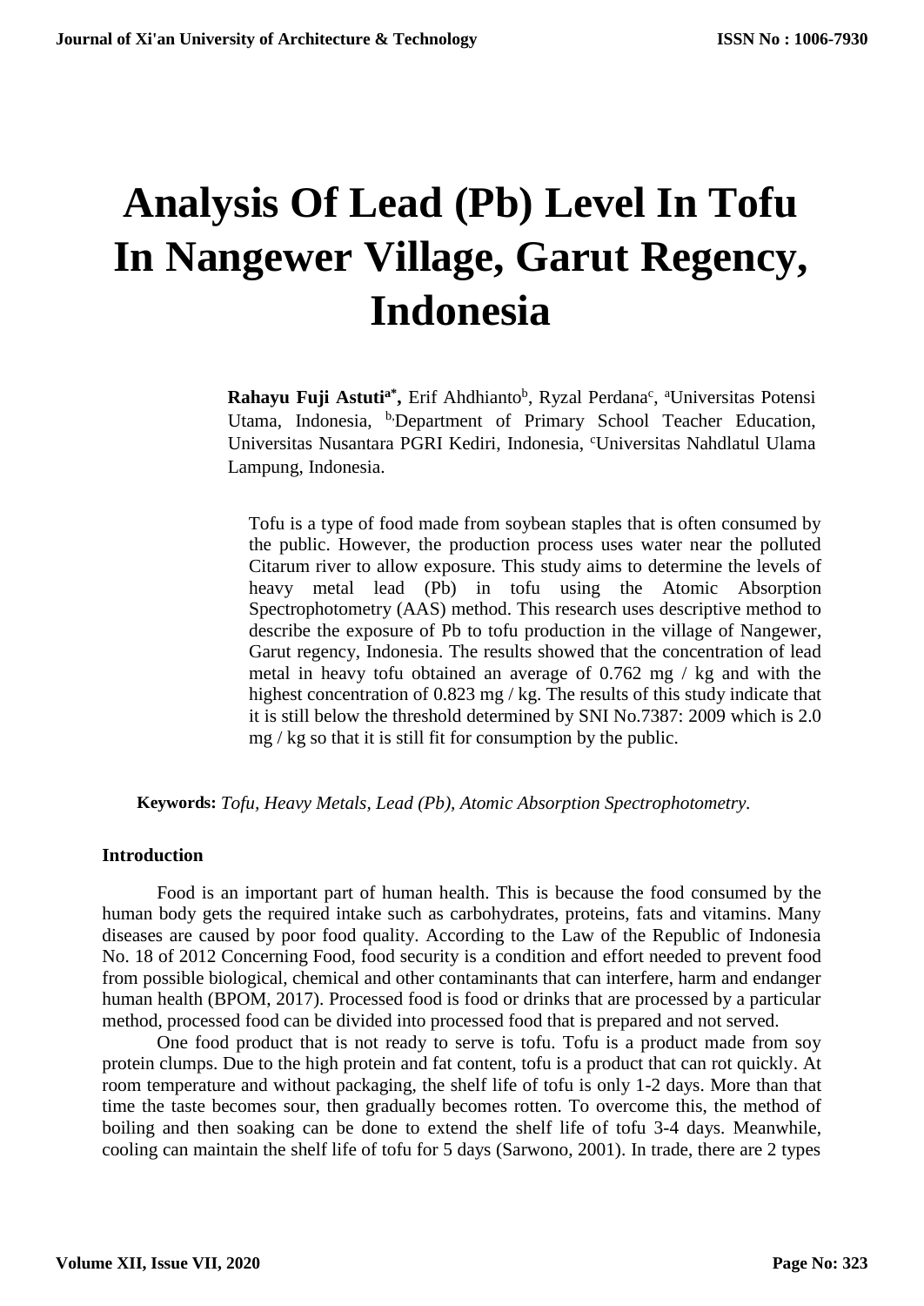# Analysis Of Lead (Pb) Level In Tofu In Nangewer Village, Garut Regency, Indonesia

**Rahayu Fuji Astuti[a*],** Erif Ahdhianto[b], Ryzal Perdana[c], [a]Universitas Potensi Utama, Indonesia, [b,]Department of Primary School Teacher Education, Universitas Nusantara PGRI Kediri, Indonesia, [c]Universitas Nahdlatul Ulama Lampung, Indonesia.

Tofu is a type of food made from soybean staples that is often consumed by the public. However, the production process uses water near the polluted Citarum river to allow exposure. This study aims to determine the levels of heavy metal lead (Pb) in tofu using the Atomic Absorption Spectrophotometry (AAS) method. This research uses descriptive method to describe the exposure of Pb to tofu production in the village of Nangewer, Garut regency, Indonesia. The results showed that the concentration of lead metal in heavy tofu obtained an average of 0.762 mg / kg and with the highest concentration of 0.823 mg / kg. The results of this study indicate that it is still below the threshold determined by SNI No.7387: 2009 which is 2.0 mg / kg so that it is still fit for consumption by the public.

**Keywords:** *Tofu, Heavy Metals, Lead (Pb), Atomic Absorption Spectrophotometry.*

## Introduction

Food is an important part of human health. This is because the food consumed by the human body gets the required intake such as carbohydrates, proteins, fats and vitamins. Many diseases are caused by poor food quality. According to the Law of the Republic of Indonesia No. 18 of 2012 Concerning Food, food security is a condition and effort needed to prevent food from possible biological, chemical and other contaminants that can interfere, harm and endanger human health (BPOM, 2017). Processed food is food or drinks that are processed by a particular method, processed food can be divided into processed food that is prepared and not served.

One food product that is not ready to serve is tofu. Tofu is a product made from soy protein clumps. Due to the high protein and fat content, tofu is a product that can rot quickly. At room temperature and without packaging, the shelf life of tofu is only 1-2 days. More than that time the taste becomes sour, then gradually becomes rotten. To overcome this, the method of boiling and then soaking can be done to extend the shelf life of tofu 3-4 days. Meanwhile, cooling can maintain the shelf life of tofu for 5 days (Sarwono, 2001). In trade, there are 2 types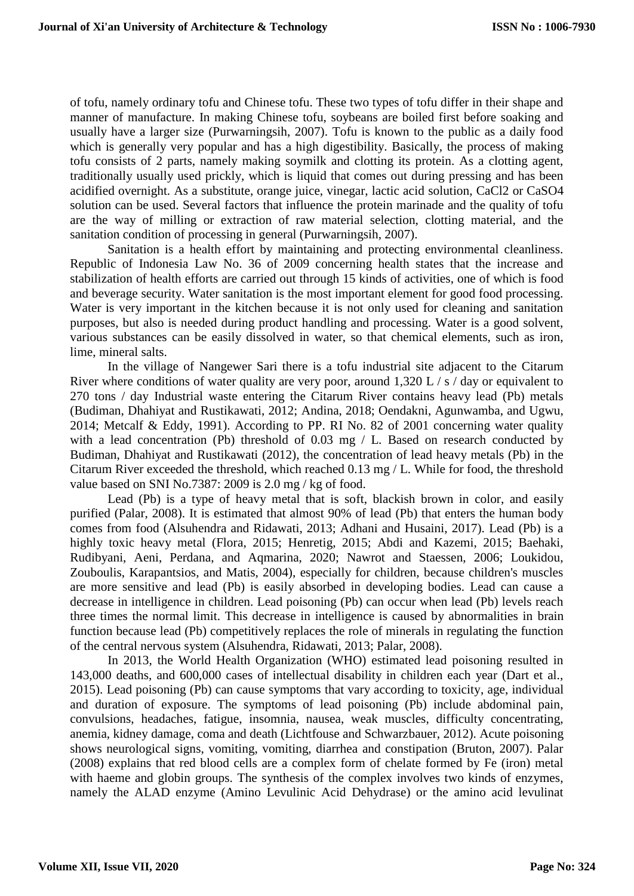of tofu, namely ordinary tofu and Chinese tofu. These two types of tofu differ in their shape and manner of manufacture. In making Chinese tofu, soybeans are boiled first before soaking and usually have a larger size (Purwarningsih, 2007). Tofu is known to the public as a daily food which is generally very popular and has a high digestibility. Basically, the process of making tofu consists of 2 parts, namely making soymilk and clotting its protein. As a clotting agent, traditionally usually used prickly, which is liquid that comes out during pressing and has been acidified overnight. As a substitute, orange juice, vinegar, lactic acid solution, $CaCl_2$ or $CaSO_4$ solution can be used. Several factors that influence the protein marinade and the quality of tofu are the way of milling or extraction of raw material selection, clotting material, and the sanitation condition of processing in general (Purwarningsih, 2007).

Sanitation is a health effort by maintaining and protecting environmental cleanliness. Republic of Indonesia Law No. 36 of 2009 concerning health states that the increase and stabilization of health efforts are carried out through 15 kinds of activities, one of which is food and beverage security. Water sanitation is the most important element for good food processing. Water is very important in the kitchen because it is not only used for cleaning and sanitation purposes, but also is needed during product handling and processing. Water is a good solvent, various substances can be easily dissolved in water, so that chemical elements, such as iron, lime, mineral salts.

In the village of Nangewer Sari there is a tofu industrial site adjacent to the Citarum River where conditions of water quality are very poor, around 1,320 L / s / day or equivalent to 270 tons / day Industrial waste entering the Citarum River contains heavy lead (Pb) metals (Budiman, Dhahiyat and Rustikawati, 2012; Andina, 2018; Oendakni, Agunwamba, and Ugwu, 2014; Metcalf & Eddy, 1991). According to PP. RI No. 82 of 2001 concerning water quality with a lead concentration (Pb) threshold of 0.03 mg / L. Based on research conducted by Budiman, Dhahiyat and Rustikawati (2012), the concentration of lead heavy metals (Pb) in the Citarum River exceeded the threshold, which reached 0.13 mg / L. While for food, the threshold value based on SNI No.7387: 2009 is 2.0 mg / kg of food.

Lead (Pb) is a type of heavy metal that is soft, blackish brown in color, and easily purified (Palar, 2008). It is estimated that almost 90% of lead (Pb) that enters the human body comes from food (Alsuhendra and Ridawati, 2013; Adhani and Husaini, 2017). Lead (Pb) is a highly toxic heavy metal (Flora, 2015; Henretig, 2015; Abdi and Kazemi, 2015; Baehaki, Rudibyani, Aeni, Perdana, and Aqmarina, 2020; Nawrot and Staessen, 2006; Loukidou, Zouboulis, Karapantsios, and Matis, 2004), especially for children, because children's muscles are more sensitive and lead (Pb) is easily absorbed in developing bodies. Lead can cause a decrease in intelligence in children. Lead poisoning (Pb) can occur when lead (Pb) levels reach three times the normal limit. This decrease in intelligence is caused by abnormalities in brain function because lead (Pb) competitively replaces the role of minerals in regulating the function of the central nervous system (Alsuhendra, Ridawati, 2013; Palar, 2008).

In 2013, the World Health Organization (WHO) estimated lead poisoning resulted in 143,000 deaths, and 600,000 cases of intellectual disability in children each year (Dart et al., 2015). Lead poisoning (Pb) can cause symptoms that vary according to toxicity, age, individual and duration of exposure. The symptoms of lead poisoning (Pb) include abdominal pain, convulsions, headaches, fatigue, insomnia, nausea, weak muscles, difficulty concentrating, anemia, kidney damage, coma and death (Lichtfouse and Schwarzbauer, 2012). Acute poisoning shows neurological signs, vomiting, vomiting, diarrhea and constipation (Bruton, 2007). Palar (2008) explains that red blood cells are a complex form of chelate formed by Fe (iron) metal with haeme and globin groups. The synthesis of the complex involves two kinds of enzymes, namely the ALAD enzyme (Amino Levulinic Acid Dehydrase) or the amino acid levulinat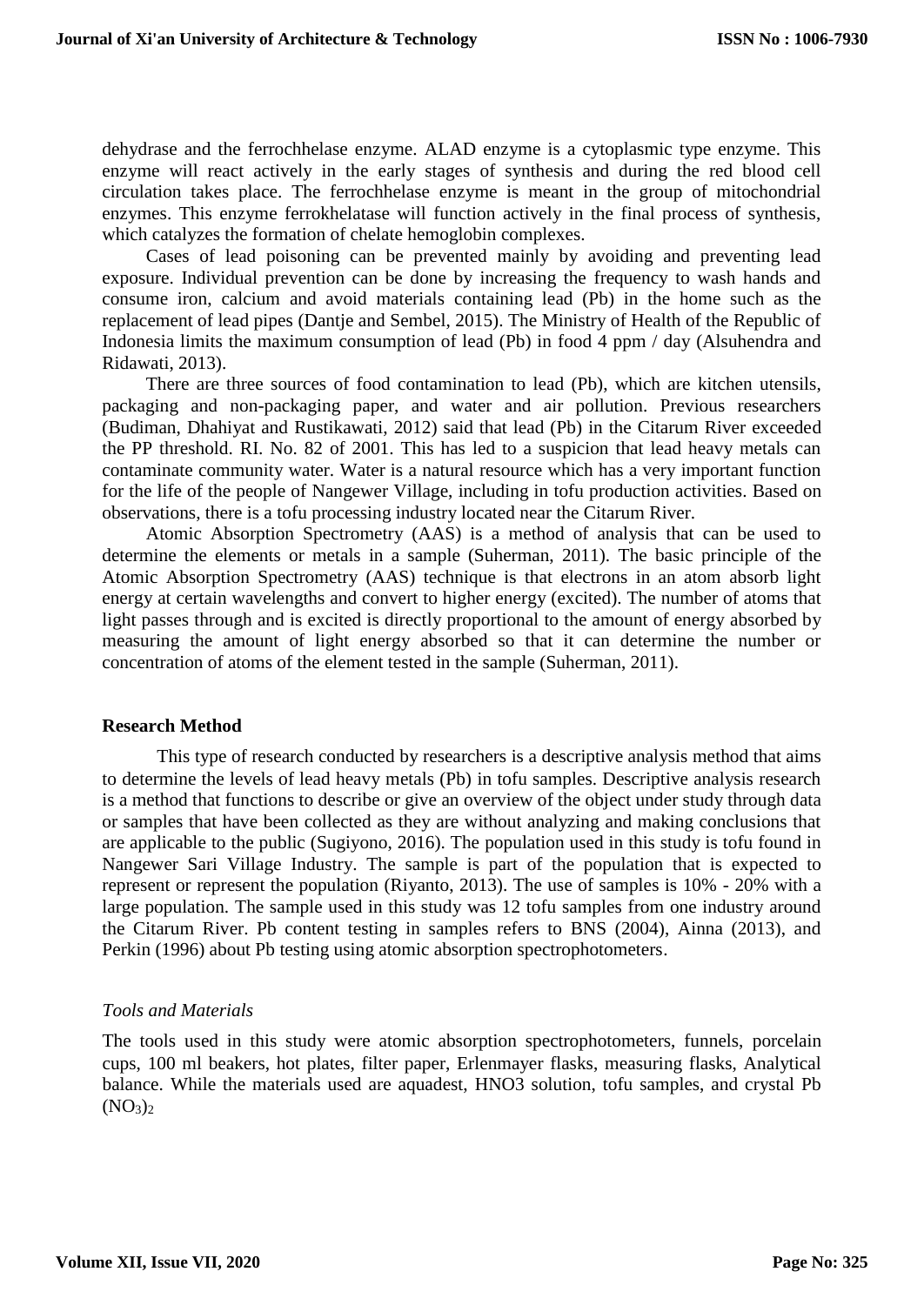dehydrase and the ferrochhelase enzyme. ALAD enzyme is a cytoplasmic type enzyme. This enzyme will react actively in the early stages of synthesis and during the red blood cell circulation takes place. The ferrochhelase enzyme is meant in the group of mitochondrial enzymes. This enzyme ferrokhelatase will function actively in the final process of synthesis, which catalyzes the formation of chelate hemoglobin complexes.

Cases of lead poisoning can be prevented mainly by avoiding and preventing lead exposure. Individual prevention can be done by increasing the frequency to wash hands and consume iron, calcium and avoid materials containing lead (Pb) in the home such as the replacement of lead pipes (Dantje and Sembel, 2015). The Ministry of Health of the Republic of Indonesia limits the maximum consumption of lead (Pb) in food 4 ppm / day (Alsuhendra and Ridawati, 2013).

There are three sources of food contamination to lead (Pb), which are kitchen utensils, packaging and non-packaging paper, and water and air pollution. Previous researchers (Budiman, Dhahiyat and Rustikawati, 2012) said that lead (Pb) in the Citarum River exceeded the PP threshold. RI. No. 82 of 2001. This has led to a suspicion that lead heavy metals can contaminate community water. Water is a natural resource which has a very important function for the life of the people of Nangewer Village, including in tofu production activities. Based on observations, there is a tofu processing industry located near the Citarum River.

Atomic Absorption Spectrometry (AAS) is a method of analysis that can be used to determine the elements or metals in a sample (Suherman, 2011). The basic principle of the Atomic Absorption Spectrometry (AAS) technique is that electrons in an atom absorb light energy at certain wavelengths and convert to higher energy (excited). The number of atoms that light passes through and is excited is directly proportional to the amount of energy absorbed by measuring the amount of light energy absorbed so that it can determine the number or concentration of atoms of the element tested in the sample (Suherman, 2011).

## Research Method

This type of research conducted by researchers is a descriptive analysis method that aims to determine the levels of lead heavy metals (Pb) in tofu samples. Descriptive analysis research is a method that functions to describe or give an overview of the object under study through data or samples that have been collected as they are without analyzing and making conclusions that are applicable to the public (Sugiyono, 2016). The population used in this study is tofu found in Nangewer Sari Village Industry. The sample is part of the population that is expected to represent or represent the population (Riyanto, 2013). The use of samples is 10% - 20% with a large population. The sample used in this study was 12 tofu samples from one industry around the Citarum River. Pb content testing in samples refers to BNS (2004), Ainna (2013), and Perkin (1996) about Pb testing using atomic absorption spectrophotometers.

### *Tools and Materials*

The tools used in this study were atomic absorption spectrophotometers, funnels, porcelain cups, 100 ml beakers, hot plates, filter paper, Erlenmayer flasks, measuring flasks, Analytical balance. While the materials used are aquadest, HNO3 solution, tofu samples, and crystal $Pb(NO_3)_2$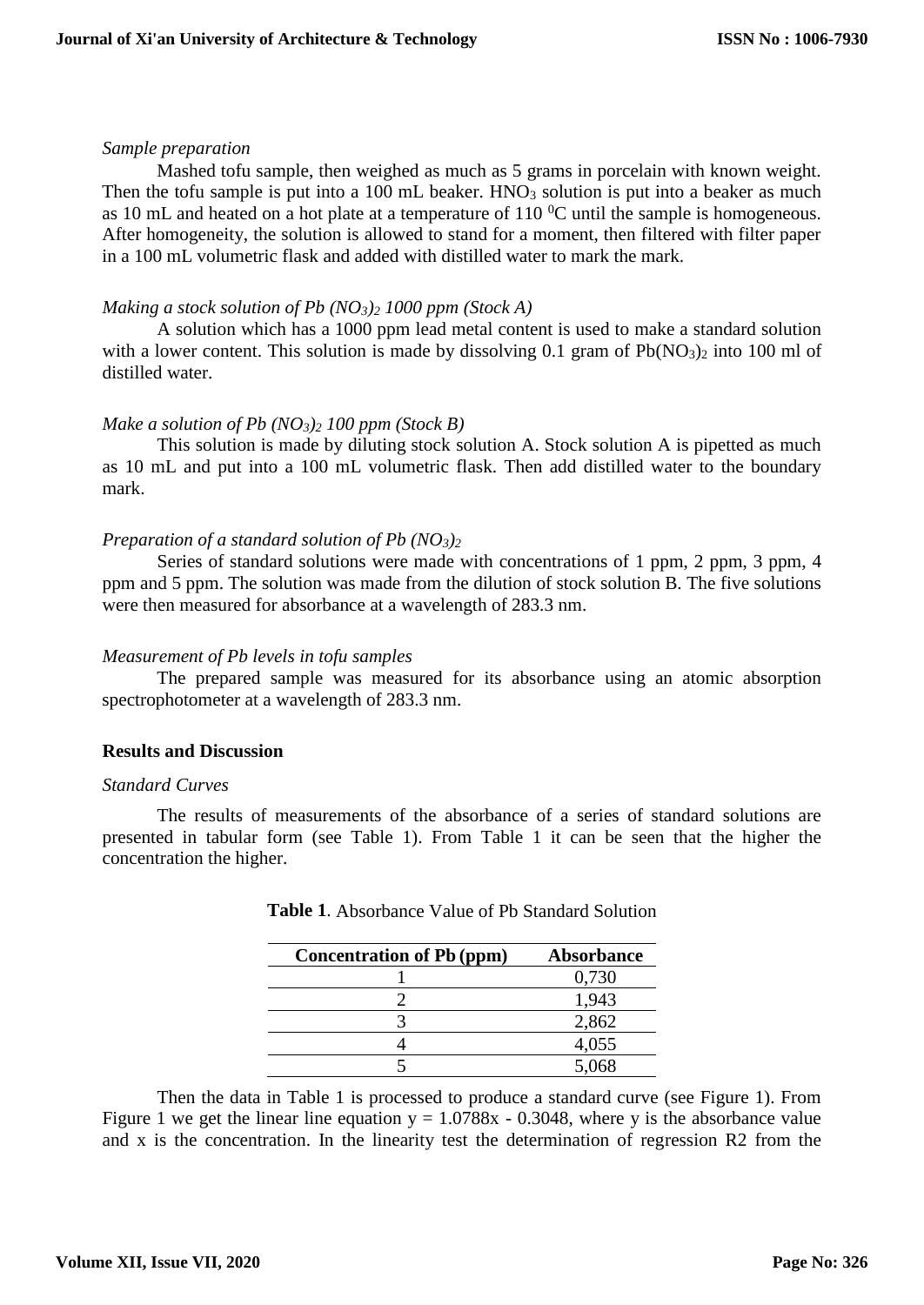*Sample preparation*

Mashed tofu sample, then weighed as much as 5 grams in porcelain with known weight. Then the tofu sample is put into a 100 mL beaker. $HNO_3$ solution is put into a beaker as much as 10 mL and heated on a hot plate at a temperature of 110 $^0$C until the sample is homogeneous. After homogeneity, the solution is allowed to stand for a moment, then filtered with filter paper in a 100 mL volumetric flask and added with distilled water to mark the mark.

*Making a stock solution of Pb $(NO_3)_2$ 1000 ppm (Stock A)*

A solution which has a 1000 ppm lead metal content is used to make a standard solution with a lower content. This solution is made by dissolving 0.1 gram of $Pb(NO_3)_2$ into 100 ml of distilled water.

*Make a solution of Pb $(NO_3)_2$ 100 ppm (Stock B)*

This solution is made by diluting stock solution A. Stock solution A is pipetted as much as 10 mL and put into a 100 mL volumetric flask. Then add distilled water to the boundary mark.

*Preparation of a standard solution of Pb $(NO_3)_2$*

Series of standard solutions were made with concentrations of 1 ppm, 2 ppm, 3 ppm, 4 ppm and 5 ppm. The solution was made from the dilution of stock solution B. The five solutions were then measured for absorbance at a wavelength of 283.3 nm.

*Measurement of Pb levels in tofu samples*

The prepared sample was measured for its absorbance using an atomic absorption spectrophotometer at a wavelength of 283.3 nm.

**Results and Discussion**

*Standard Curves*

The results of measurements of the absorbance of a series of standard solutions are presented in tabular form (see Table 1). From Table 1 it can be seen that the higher the concentration the higher.

**Table 1**. Absorbance Value of Pb Standard Solution

| Concentration of Pb (ppm) | Absorbance |
|---|---|
| 1 | 0,730 |
| 2 | 1,943 |
| 3 | 2,862 |
| 4 | 4,055 |
| 5 | 5,068 |

Then the data in Table 1 is processed to produce a standard curve (see Figure 1). From Figure 1 we get the linear line equation $y = 1.0788x - 0.3048$, where y is the absorbance value and x is the concentration. In the linearity test the determination of regression R2 from the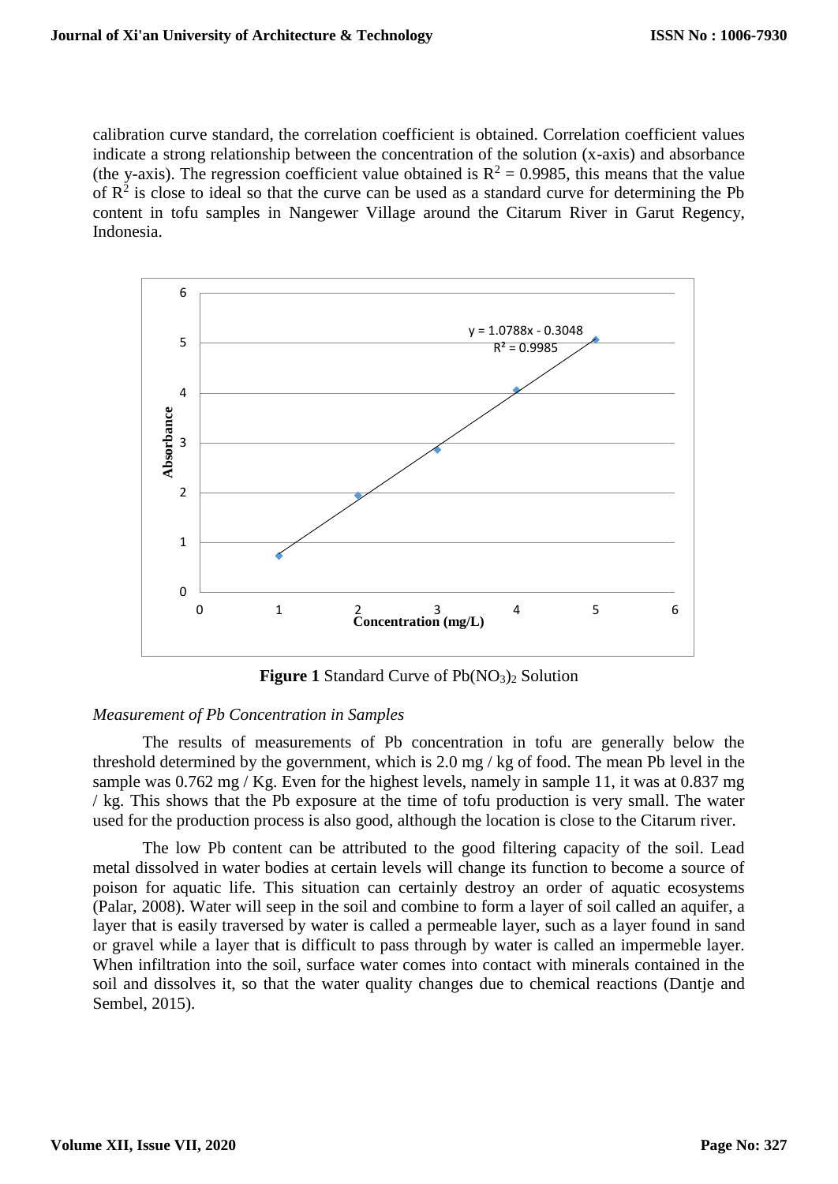calibration curve standard, the correlation coefficient is obtained. Correlation coefficient values indicate a strong relationship between the concentration of the solution (x-axis) and absorbance (the y-axis). The regression coefficient value obtained is $R^2 = 0.9985$, this means that the value of $R^2$ is close to ideal so that the curve can be used as a standard curve for determining the Pb content in tofu samples in Nangewer Village around the Citarum River in Garut Regency, Indonesia.

**Figure 1** Standard Curve of $Pb(NO_3)_2$ Solution

*Measurement of Pb Concentration in Samples*

The results of measurements of Pb concentration in tofu are generally below the threshold determined by the government, which is 2.0 mg / kg of food. The mean Pb level in the sample was 0.762 mg / Kg. Even for the highest levels, namely in sample 11, it was at 0.837 mg / kg. This shows that the Pb exposure at the time of tofu production is very small. The water used for the production process is also good, although the location is close to the Citarum river.

The low Pb content can be attributed to the good filtering capacity of the soil. Lead metal dissolved in water bodies at certain levels will change its function to become a source of poison for aquatic life. This situation can certainly destroy an order of aquatic ecosystems (Palar, 2008). Water will seep in the soil and combine to form a layer of soil called an aquifer, a layer that is easily traversed by water is called a permeable layer, such as a layer found in sand or gravel while a layer that is difficult to pass through by water is called an impermeble layer. When infiltration into the soil, surface water comes into contact with minerals contained in the soil and dissolves it, so that the water quality changes due to chemical reactions (Dantje and Sembel, 2015).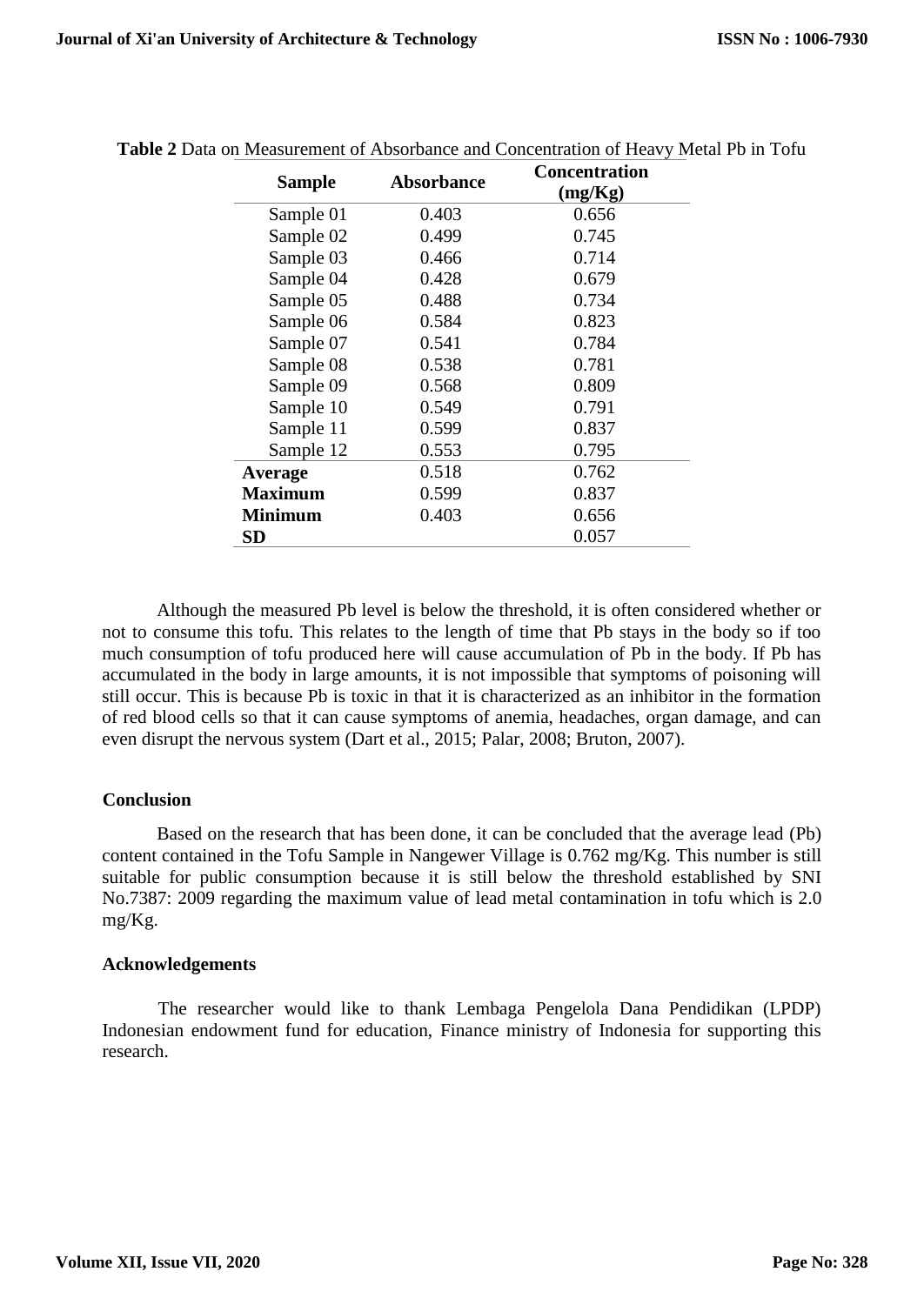**Table 2** Data on Measurement of Absorbance and Concentration of Heavy Metal Pb in Tofu

| Sample | Absorbance | Concentration (mg/Kg) |
|---|---|---|
| Sample 01 | 0.403 | 0.656 |
| Sample 02 | 0.499 | 0.745 |
| Sample 03 | 0.466 | 0.714 |
| Sample 04 | 0.428 | 0.679 |
| Sample 05 | 0.488 | 0.734 |
| Sample 06 | 0.584 | 0.823 |
| Sample 07 | 0.541 | 0.784 |
| Sample 08 | 0.538 | 0.781 |
| Sample 09 | 0.568 | 0.809 |
| Sample 10 | 0.549 | 0.791 |
| Sample 11 | 0.599 | 0.837 |
| Sample 12 | 0.553 | 0.795 |
| **Average** | 0.518 | 0.762 |
| **Maximum** | 0.599 | 0.837 |
| **Minimum** | 0.403 | 0.656 |
| **SD** | | 0.057 |

Although the measured Pb level is below the threshold, it is often considered whether or not to consume this tofu. This relates to the length of time that Pb stays in the body so if too much consumption of tofu produced here will cause accumulation of Pb in the body. If Pb has accumulated in the body in large amounts, it is not impossible that symptoms of poisoning will still occur. This is because Pb is toxic in that it is characterized as an inhibitor in the formation of red blood cells so that it can cause symptoms of anemia, headaches, organ damage, and can even disrupt the nervous system (Dart et al., 2015; Palar, 2008; Bruton, 2007).

## Conclusion

Based on the research that has been done, it can be concluded that the average lead (Pb) content contained in the Tofu Sample in Nangewer Village is 0.762 mg/Kg. This number is still suitable for public consumption because it is still below the threshold established by SNI No.7387: 2009 regarding the maximum value of lead metal contamination in tofu which is 2.0 mg/Kg.

## Acknowledgements

The researcher would like to thank Lembaga Pengelola Dana Pendidikan (LPDP) Indonesian endowment fund for education, Finance ministry of Indonesia for supporting this research.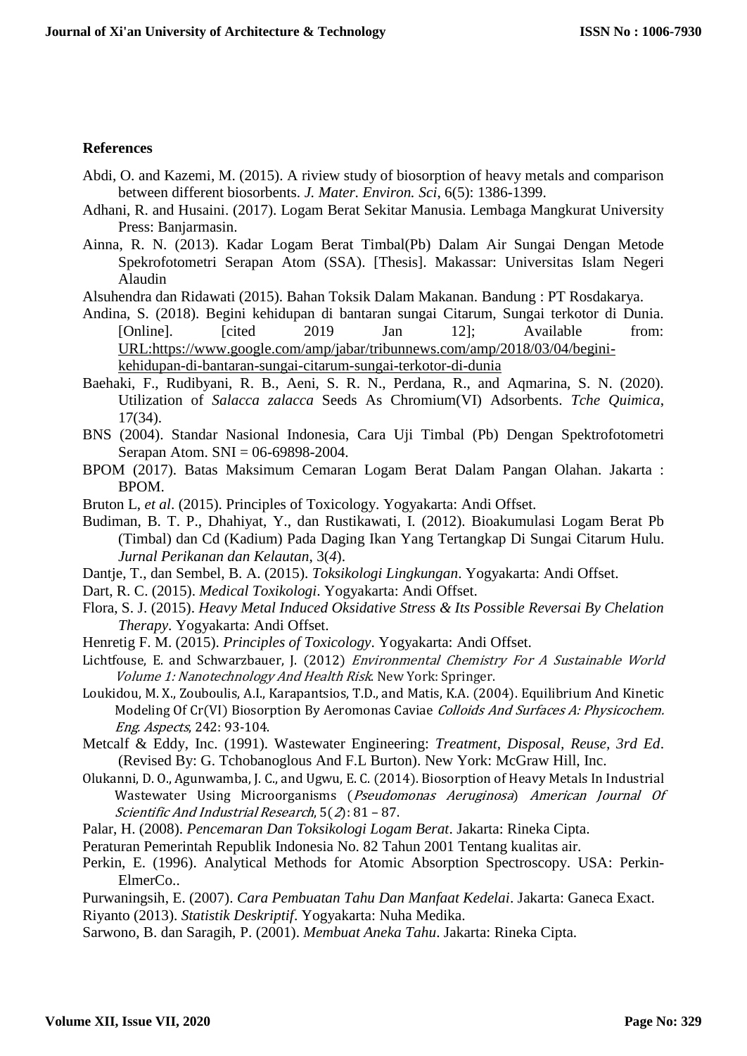### References

Abdi, O. and Kazemi, M. (2015). A riview study of biosorption of heavy metals and comparison between different biosorbents. *J. Mater. Environ. Sci*, 6(5): 1386-1399.

Adhani, R. and Husaini. (2017). Logam Berat Sekitar Manusia. Lembaga Mangkurat University Press: Banjarmasin.

Ainna, R. N. (2013). Kadar Logam Berat Timbal(Pb) Dalam Air Sungai Dengan Metode Spekrofotometri Serapan Atom (SSA). [Thesis]. Makassar: Universitas Islam Negeri Alaudin

Alsuhendra dan Ridawati (2015). Bahan Toksik Dalam Makanan. Bandung : PT Rosdakarya.

Andina, S. (2018). Begini kehidupan di bantaran sungai Citarum, Sungai terkotor di Dunia. [Online]. [cited 2019 Jan 12]; Available from: URL:https://www.google.com/amp/jabar/tribunnews.com/amp/2018/03/04/begini-kehidupan-di-bantaran-sungai-citarum-sungai-terkotor-di-dunia

Baehaki, F., Rudibyani, R. B., Aeni, S. R. N., Perdana, R., and Aqmarina, S. N. (2020). Utilization of *Salacca zalacca* Seeds As Chromium(VI) Adsorbents. *Tche Quimica*, 17(34).

BNS (2004). Standar Nasional Indonesia, Cara Uji Timbal (Pb) Dengan Spektrofotometri Serapan Atom. SNI = 06-69898-2004.

BPOM (2017). Batas Maksimum Cemaran Logam Berat Dalam Pangan Olahan. Jakarta : BPOM.

Bruton L, *et al*. (2015). Principles of Toxicology. Yogyakarta: Andi Offset.

Budiman, B. T. P., Dhahiyat, Y., dan Rustikawati, I. (2012). Bioakumulasi Logam Berat Pb (Timbal) dan Cd (Kadium) Pada Daging Ikan Yang Tertangkap Di Sungai Citarum Hulu. *Jurnal Perikanan dan Kelautan*, 3(*4*).

Dantje, T., dan Sembel, B. A. (2015). *Toksikologi Lingkungan*. Yogyakarta: Andi Offset.

Dart, R. C. (2015). *Medical Toxikologi*. Yogyakarta: Andi Offset.

Flora, S. J. (2015). *Heavy Metal Induced Oksidative Stress & Its Possible Reversai By Chelation Therapy*. Yogyakarta: Andi Offset.

Henretig F. M. (2015). *Principles of Toxicology*. Yogyakarta: Andi Offset.

Lichtfouse, E. and Schwarzbauer, J. (2012) *Environmental Chemistry For A Sustainable World Volume 1: Nanotechnology And Health Risk*. New York: Springer.

Loukidou, M. X., Zouboulis, A.I., Karapantsios, T.D., and Matis, K.A. (2004). Equilibrium And Kinetic Modeling Of Cr(VI) Biosorption By Aeromonas Caviae *Colloids And Surfaces A: Physicochem. Eng. Aspects*, 242: 93-104.

Metcalf & Eddy, Inc. (1991). Wastewater Engineering: *Treatment, Disposal, Reuse, 3rd Ed*. (Revised By: G. Tchobanoglous And F.L Burton). New York: McGraw Hill, Inc.

Olukanni, D. O., Agunwamba, J. C., and Ugwu, E. C. (2014). Biosorption of Heavy Metals In Industrial Wastewater Using Microorganisms (*Pseudomonas Aeruginosa*) *American Journal Of Scientific And Industrial Research*, 5(*2*): 81 – 87.

Palar, H. (2008). *Pencemaran Dan Toksikologi Logam Berat*. Jakarta: Rineka Cipta.

Peraturan Pemerintah Republik Indonesia No. 82 Tahun 2001 Tentang kualitas air.

Perkin, E. (1996). Analytical Methods for Atomic Absorption Spectroscopy. USA: Perkin-ElmerCo..

Purwaningsih, E. (2007). *Cara Pembuatan Tahu Dan Manfaat Kedelai*. Jakarta: Ganeca Exact.

Riyanto (2013). *Statistik Deskriptif*. Yogyakarta: Nuha Medika.

Sarwono, B. dan Saragih, P. (2001). *Membuat Aneka Tahu*. Jakarta: Rineka Cipta.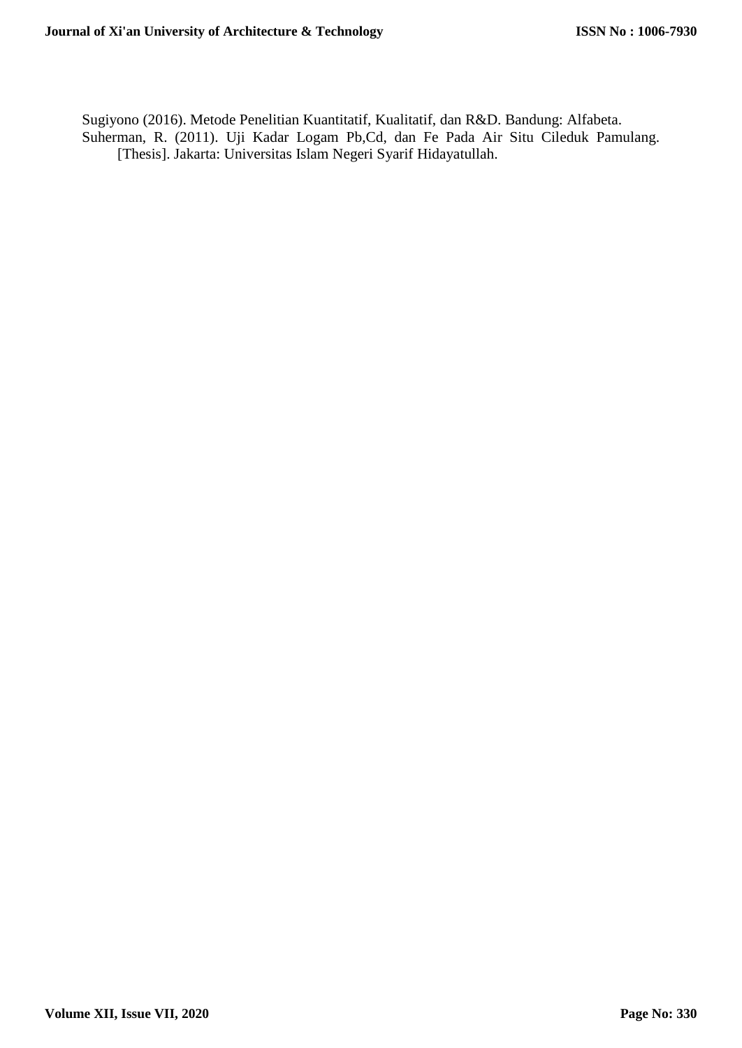Sugiyono (2016). Metode Penelitian Kuantitatif, Kualitatif, dan R&D. Bandung: Alfabeta.

Suherman, R. (2011). Uji Kadar Logam Pb,Cd, dan Fe Pada Air Situ Cileduk Pamulang. [Thesis]. Jakarta: Universitas Islam Negeri Syarif Hidayatullah.